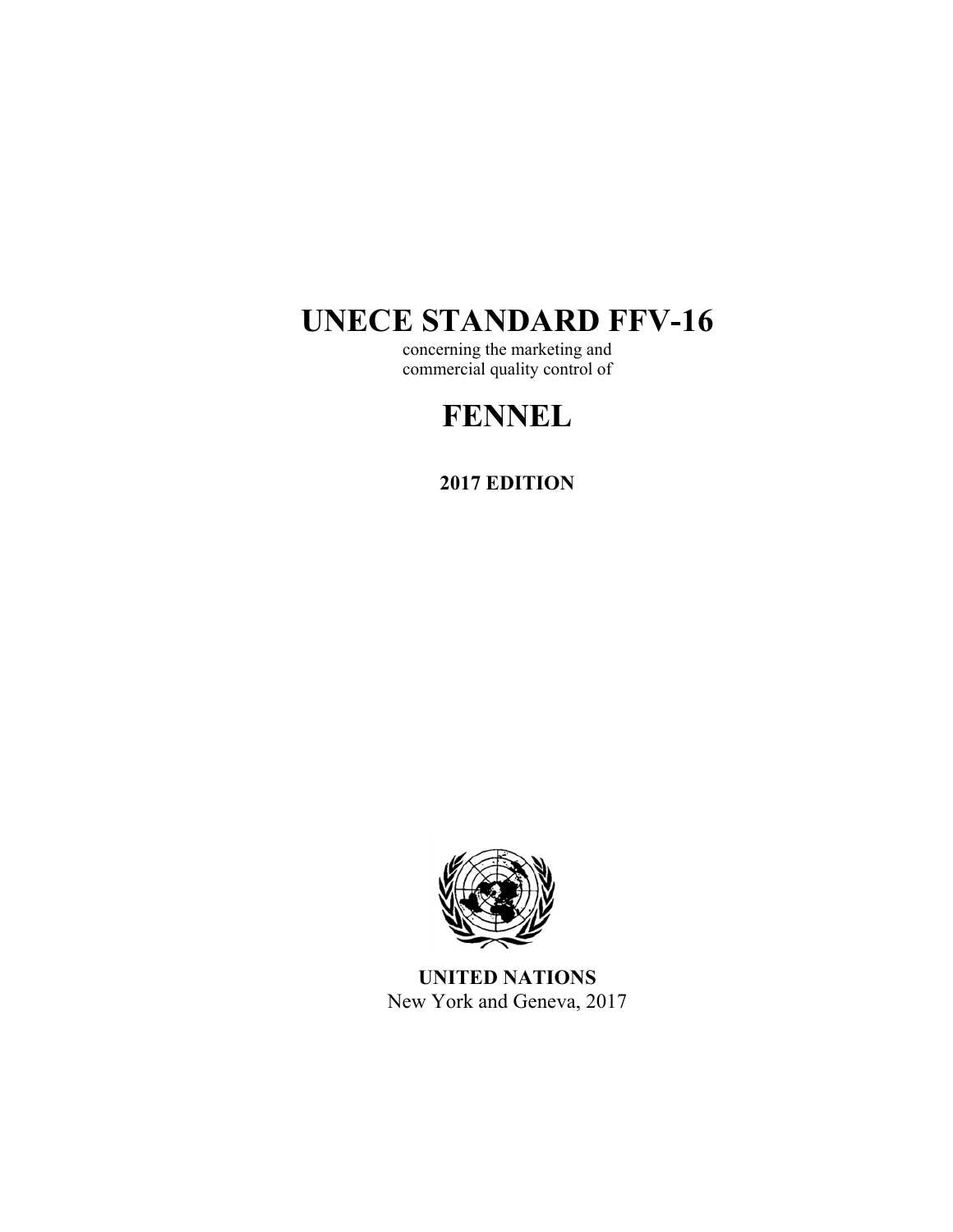# UNECE STANDARD FFV-16

concerning the marketing and
commercial quality control of

# FENNEL

**2017 EDITION**

**UNITED NATIONS**
New York and Geneva, 2017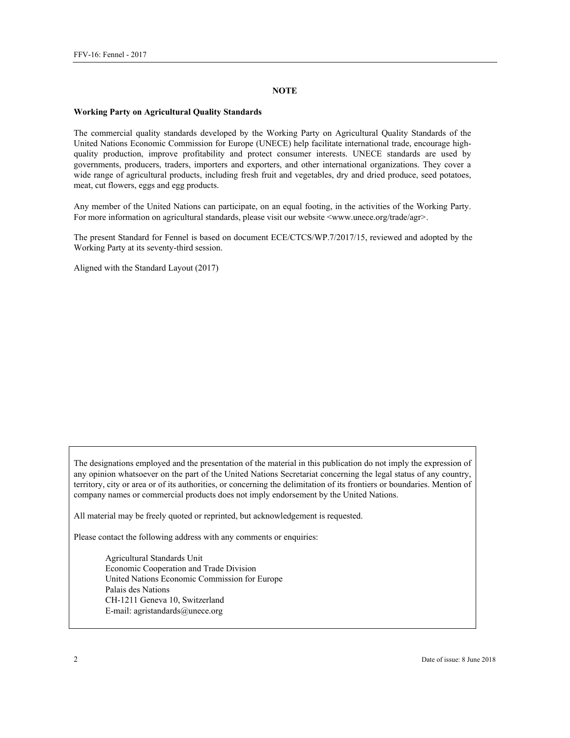## NOTE

**Working Party on Agricultural Quality Standards**

The commercial quality standards developed by the Working Party on Agricultural Quality Standards of the United Nations Economic Commission for Europe (UNECE) help facilitate international trade, encourage high-quality production, improve profitability and protect consumer interests. UNECE standards are used by governments, producers, traders, importers and exporters, and other international organizations. They cover a wide range of agricultural products, including fresh fruit and vegetables, dry and dried produce, seed potatoes, meat, cut flowers, eggs and egg products.

Any member of the United Nations can participate, on an equal footing, in the activities of the Working Party. For more information on agricultural standards, please visit our website <www.unece.org/trade/agr>.

The present Standard for Fennel is based on document ECE/CTCS/WP.7/2017/15, reviewed and adopted by the Working Party at its seventy-third session.

Aligned with the Standard Layout (2017)

The designations employed and the presentation of the material in this publication do not imply the expression of any opinion whatsoever on the part of the United Nations Secretariat concerning the legal status of any country, territory, city or area or of its authorities, or concerning the delimitation of its frontiers or boundaries. Mention of company names or commercial products does not imply endorsement by the United Nations.

All material may be freely quoted or reprinted, but acknowledgement is requested.

Please contact the following address with any comments or enquiries:

Agricultural Standards Unit
Economic Cooperation and Trade Division
United Nations Economic Commission for Europe
Palais des Nations
CH-1211 Geneva 10, Switzerland
E-mail: agristandards@unece.org

Date of issue: 8 June 2018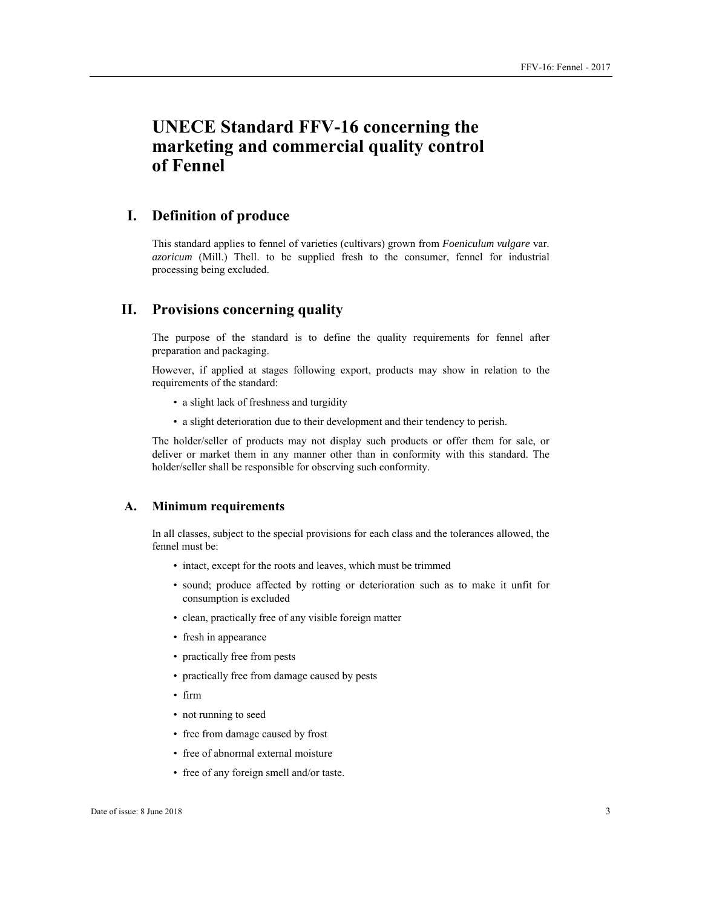# UNECE Standard FFV-16 concerning the marketing and commercial quality control of Fennel

## I. Definition of produce

This standard applies to fennel of varieties (cultivars) grown from *Foeniculum vulgare* var. *azoricum* (Mill.) Thell. to be supplied fresh to the consumer, fennel for industrial processing being excluded.

## II. Provisions concerning quality

The purpose of the standard is to define the quality requirements for fennel after preparation and packaging.

However, if applied at stages following export, products may show in relation to the requirements of the standard:

- a slight lack of freshness and turgidity
- a slight deterioration due to their development and their tendency to perish.

The holder/seller of products may not display such products or offer them for sale, or deliver or market them in any manner other than in conformity with this standard. The holder/seller shall be responsible for observing such conformity.

### A. Minimum requirements

In all classes, subject to the special provisions for each class and the tolerances allowed, the fennel must be:

- intact, except for the roots and leaves, which must be trimmed
- sound; produce affected by rotting or deterioration such as to make it unfit for consumption is excluded
- clean, practically free of any visible foreign matter
- fresh in appearance
- practically free from pests
- practically free from damage caused by pests
- firm
- not running to seed
- free from damage caused by frost
- free of abnormal external moisture
- free of any foreign smell and/or taste.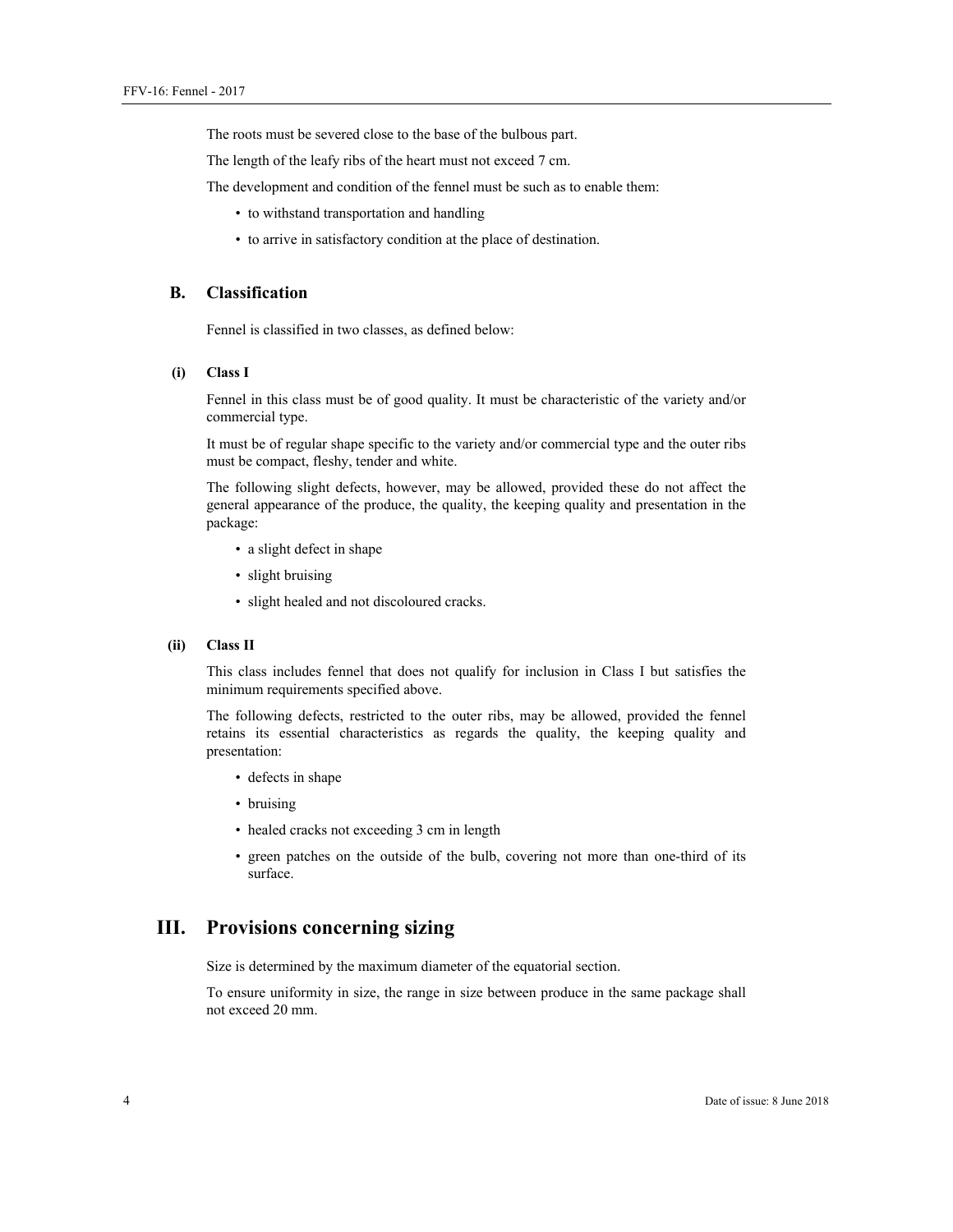The roots must be severed close to the base of the bulbous part.

The length of the leafy ribs of the heart must not exceed 7 cm.

The development and condition of the fennel must be such as to enable them:

- to withstand transportation and handling
- to arrive in satisfactory condition at the place of destination.

### B. Classification

Fennel is classified in two classes, as defined below:

#### (i) Class I

Fennel in this class must be of good quality. It must be characteristic of the variety and/or commercial type.

It must be of regular shape specific to the variety and/or commercial type and the outer ribs must be compact, fleshy, tender and white.

The following slight defects, however, may be allowed, provided these do not affect the general appearance of the produce, the quality, the keeping quality and presentation in the package:

- a slight defect in shape
- slight bruising
- slight healed and not discoloured cracks.

#### (ii) Class II

This class includes fennel that does not qualify for inclusion in Class I but satisfies the minimum requirements specified above.

The following defects, restricted to the outer ribs, may be allowed, provided the fennel retains its essential characteristics as regards the quality, the keeping quality and presentation:

- defects in shape
- bruising
- healed cracks not exceeding 3 cm in length
- green patches on the outside of the bulb, covering not more than one-third of its surface.

## III. Provisions concerning sizing

Size is determined by the maximum diameter of the equatorial section.

To ensure uniformity in size, the range in size between produce in the same package shall not exceed 20 mm.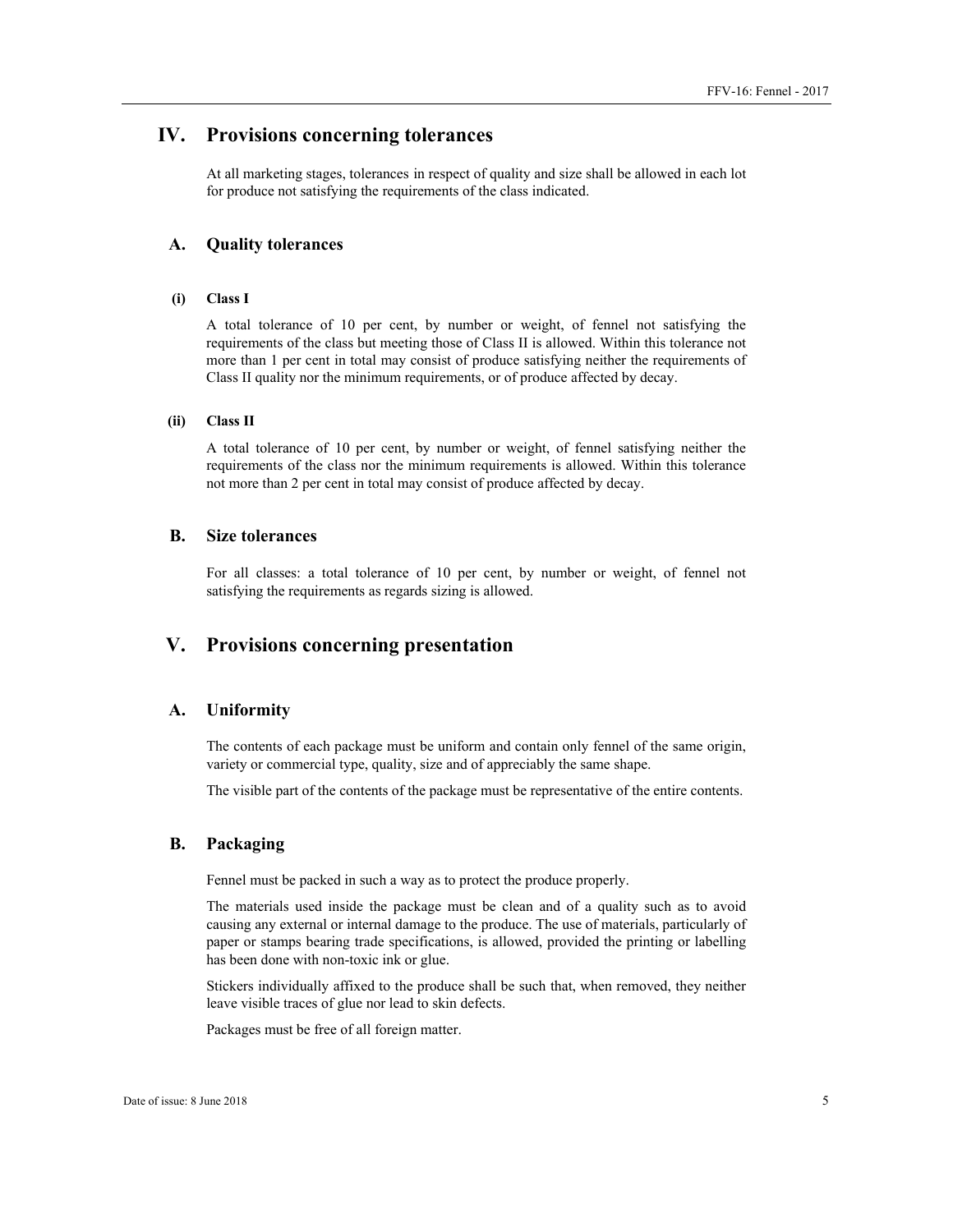# IV. Provisions concerning tolerances

At all marketing stages, tolerances in respect of quality and size shall be allowed in each lot for produce not satisfying the requirements of the class indicated.

## A. Quality tolerances

### (i) Class I

A total tolerance of 10 per cent, by number or weight, of fennel not satisfying the requirements of the class but meeting those of Class II is allowed. Within this tolerance not more than 1 per cent in total may consist of produce satisfying neither the requirements of Class II quality nor the minimum requirements, or of produce affected by decay.

### (ii) Class II

A total tolerance of 10 per cent, by number or weight, of fennel satisfying neither the requirements of the class nor the minimum requirements is allowed. Within this tolerance not more than 2 per cent in total may consist of produce affected by decay.

## B. Size tolerances

For all classes: a total tolerance of 10 per cent, by number or weight, of fennel not satisfying the requirements as regards sizing is allowed.

# V. Provisions concerning presentation

## A. Uniformity

The contents of each package must be uniform and contain only fennel of the same origin, variety or commercial type, quality, size and of appreciably the same shape.

The visible part of the contents of the package must be representative of the entire contents.

## B. Packaging

Fennel must be packed in such a way as to protect the produce properly.

The materials used inside the package must be clean and of a quality such as to avoid causing any external or internal damage to the produce. The use of materials, particularly of paper or stamps bearing trade specifications, is allowed, provided the printing or labelling has been done with non-toxic ink or glue.

Stickers individually affixed to the produce shall be such that, when removed, they neither leave visible traces of glue nor lead to skin defects.

Packages must be free of all foreign matter.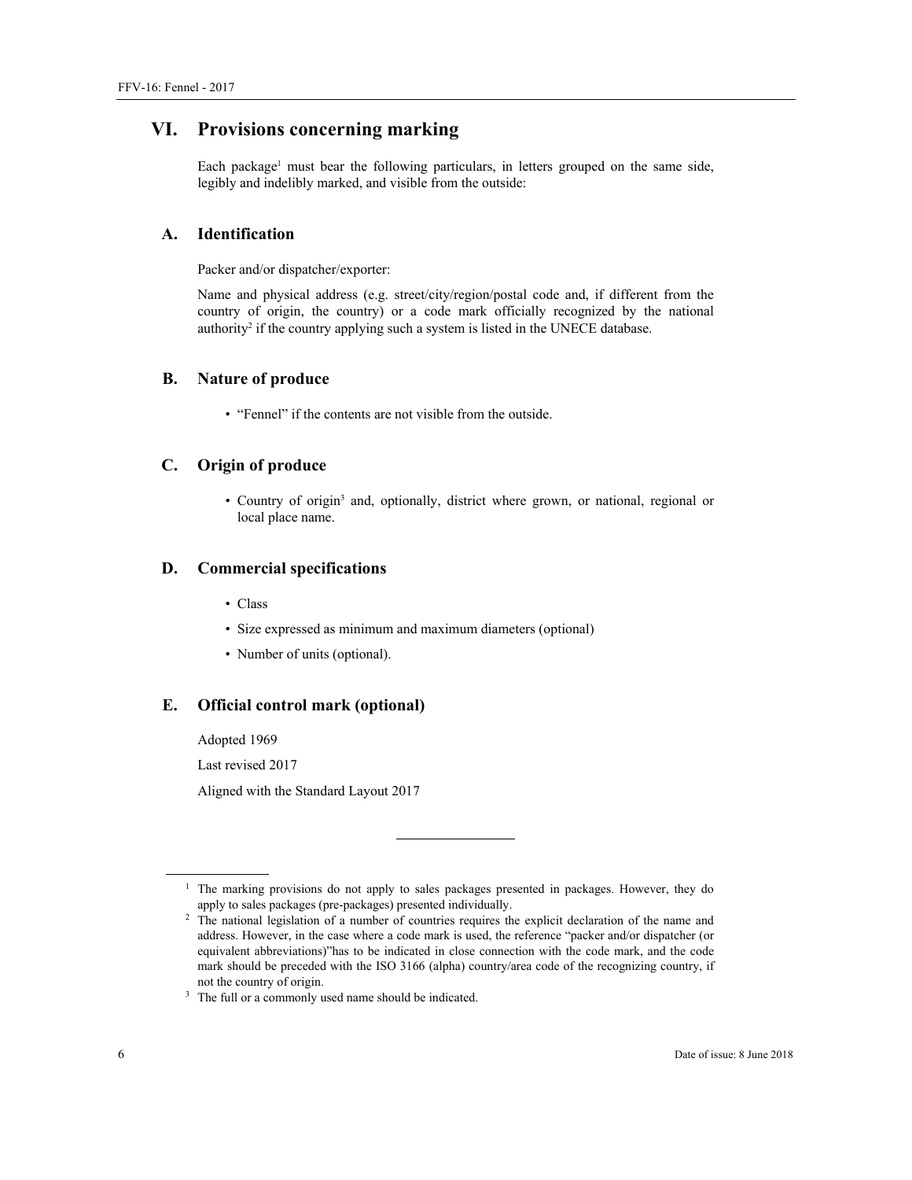# VI. Provisions concerning marking

Each package[1] must bear the following particulars, in letters grouped on the same side, legibly and indelibly marked, and visible from the outside:

## A. Identification

Packer and/or dispatcher/exporter:

Name and physical address (e.g. street/city/region/postal code and, if different from the country of origin, the country) or a code mark officially recognized by the national authority[2] if the country applying such a system is listed in the UNECE database.

## B. Nature of produce

- "Fennel" if the contents are not visible from the outside.

## C. Origin of produce

- Country of origin[3] and, optionally, district where grown, or national, regional or local place name.

## D. Commercial specifications

- Class
- Size expressed as minimum and maximum diameters (optional)
- Number of units (optional).

## E. Official control mark (optional)

Adopted 1969

Last revised 2017

Aligned with the Standard Layout 2017

---

[1] The marking provisions do not apply to sales packages presented in packages. However, they do apply to sales packages (pre-packages) presented individually.

[2] The national legislation of a number of countries requires the explicit declaration of the name and address. However, in the case where a code mark is used, the reference "packer and/or dispatcher (or equivalent abbreviations)"has to be indicated in close connection with the code mark, and the code mark should be preceded with the ISO 3166 (alpha) country/area code of the recognizing country, if not the country of origin.

[3] The full or a commonly used name should be indicated.